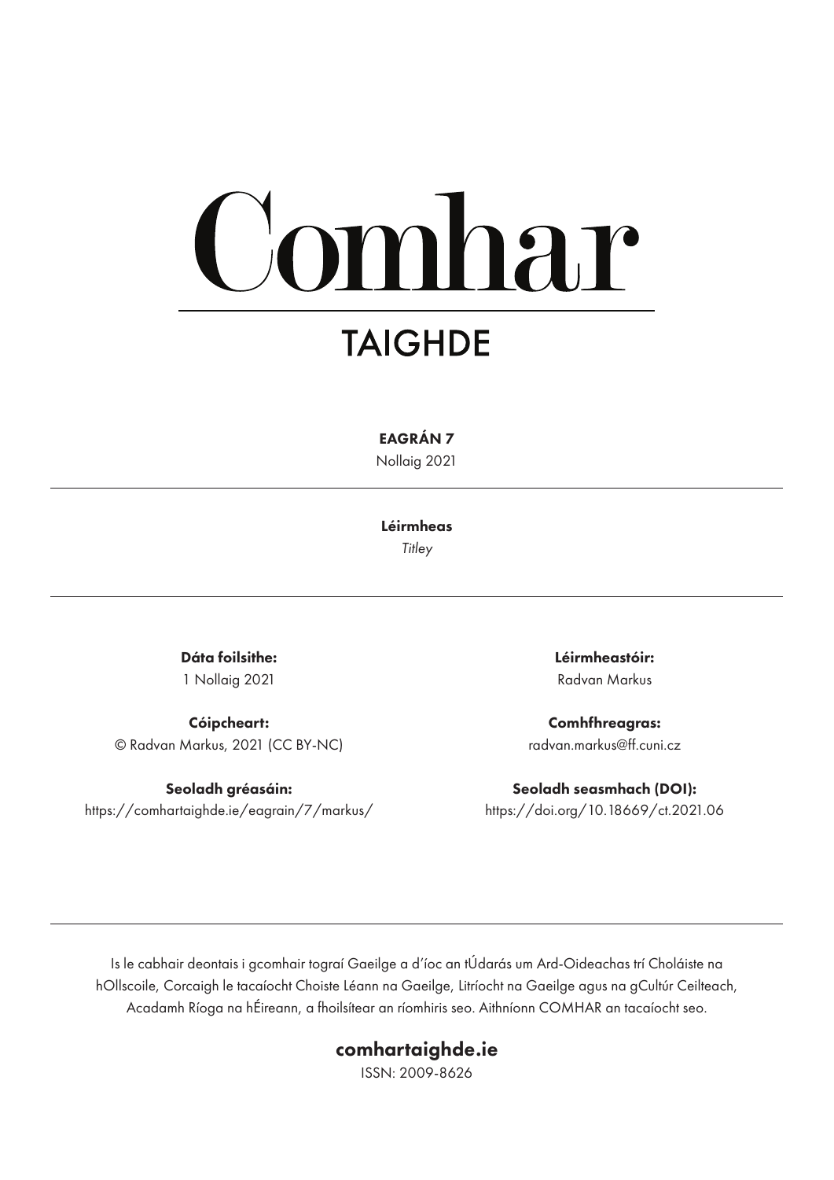# Comhar

## TAIGHDE

**EAGRÁN 7**

Nollaig 2021

**Léirmheas**

*Titley*

**Dáta foilsithe:**
1 Nollaig 2021

**Cóipcheart:**
© Radvan Markus, 2021 (CC BY-NC)

**Seoladh gréasáin:**
https://comhartaighde.ie/eagrain/7/markus/

**Léirmheastóir:**
Radvan Markus

**Comhfhreagras:**
radvan.markus@ff.cuni.cz

**Seoladh seasmhach (DOI):**
https://doi.org/10.18669/ct.2021.06

Is le cabhair deontais i gcomhair tograí Gaeilge a d'íoc an tÚdarás um Ard-Oideachas trí Choláiste na hOllscoile, Corcaigh le tacaíocht Choiste Léann na Gaeilge, Litríocht na Gaeilge agus na gCultúr Ceilteach, Acadamh Ríoga na hÉireann, a fhoilsítear an ríomhiris seo. Aithníonn COMHAR an tacaíocht seo.

**comhartaighde.ie**

ISSN: 2009-8626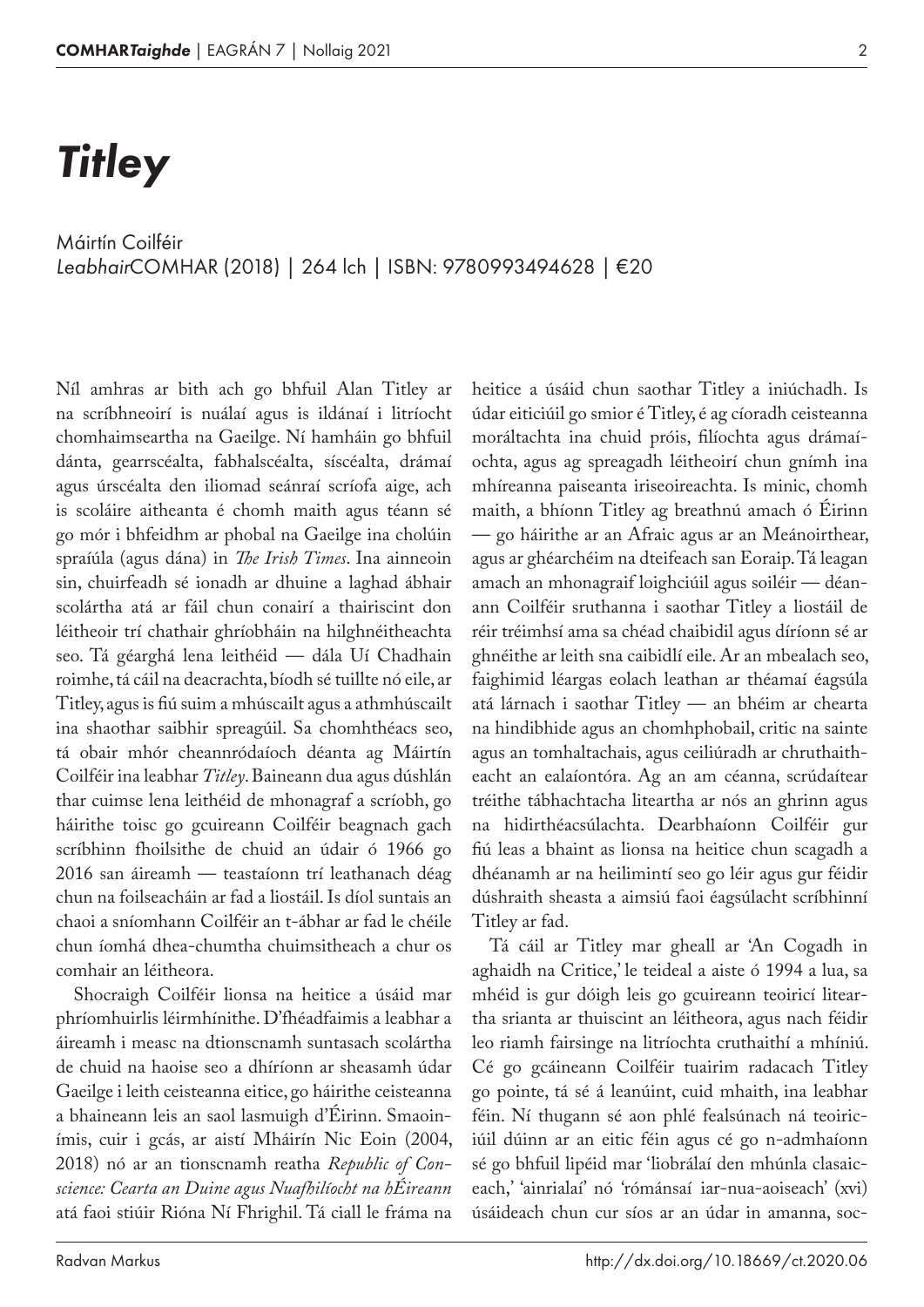# *Titley*

Máirtín Coilféir
*Leabhair*COMHAR (2018) | 264 lch | ISBN: 9780993494628 | €20

Níl amhras ar bith ach go bhfuil Alan Titley ar na scríbhneoirí is nuálaí agus is ildánaí i litríocht chomhaimseartha na Gaeilge. Ní hamháin go bhfuil dánta, gearrscéalta, fabhalscéalta, síscéalta, drámaí agus úrscéalta den iliomad seánraí scríofa aige, ach is scoláire aitheanta é chomh maith agus téann sé go mór i bhfeidhm ar phobal na Gaeilge ina cholúin spraíúla (agus dána) in *The Irish Times*. Ina ainneoin sin, chuirfeadh sé ionadh ar dhuine a laghad ábhair scolártha atá ar fáil chun conairí a thairiscint don léitheoir trí chathair ghríobháin na hilghnéitheachta seo. Tá géarghá lena leithéid — dála Uí Chadhain roimhe, tá cáil na deacrachta, bíodh sé tuillte nó eile, ar Titley, agus is fiú suim a mhúscailt agus a athmhúscailt ina shaothar saibhir spreagúil. Sa chomhthéacs seo, tá obair mhór cheannródaíoch déanta ag Máirtín Coilféir ina leabhar *Titley*. Baineann dua agus dúshlán thar cuimse lena leithéid de mhonagraf a scríobh, go háirithe toisc go gcuireann Coilféir beagnach gach scríbhinn fhoilsithe de chuid an údair ó 1966 go 2016 san áireamh — teastaíonn trí leathanach déag chun na foilseacháin ar fad a liostáil. Is díol suntais an chaoi a sníomhann Coilféir an t-ábhar ar fad le chéile chun íomhá dhea-chumtha chuimsitheach a chur os comhair an léitheora.

Shocraigh Coilféir lionsa na heitice a úsáid mar phríomhuirlis léirmhínithe. D'fhéadfaimis a leabhar a áireamh i measc na dtionscnamh suntasach scolártha de chuid na haoise seo a dhíríonn ar sheasamh údar Gaeilge i leith ceisteanna eitice, go háirithe ceisteanna a bhaineann leis an saol lasmuigh d'Éirinn. Smaoinímis, cuir i gcás, ar aistí Mháirín Nic Eoin (2004, 2018) nó ar an tionscnamh reatha *Republic of Conscience: Cearta an Duine agus Nuafhilíocht na hÉireann* atá faoi stiúir Ríóna Ní Fhrighil. Tá ciall le fráma na heitice a úsáid chun saothar Titley a iniúchadh. Is údar eiticiúil go smior é Titley, é ag cíoradh ceisteanna moráltachta ina chuid próis, filíochta agus drámaíochta, agus ag spreagadh léitheoirí chun gnímh ina mhíreanna paiseanta iriseoireachta. Is minic, chomh maith, a bhíonn Titley ag breathnú amach ó Éirinn — go háirithe ar an Afraic agus ar an Meánoirthear, agus ar ghéarchéim na dteifeach san Eoraip. Tá leagan amach an mhonagraif loighciúil agus soiléir — déanann Coilféir sruthanna i saothar Titley a liostáil de réir tréimhsí ama sa chéad chaibidil agus díríonn sé ar ghnéithe ar leith sna caibidlí eile. Ar an mbealach seo, faighimid léargas eolach leathan ar théamaí éagsúla atá lárnach i saothar Titley — an bhéim ar chearta na hindibhide agus an chomhphobail, critic na sainte agus an tomhaltachais, agus ceiliúradh ar chruthaitheacht an ealaíontóra. Ag an am céanna, scrúdaítear tréithe tábhachtacha liteartha ar nós an ghrinn agus na hidirthéacsúlachta. Dearbhaíonn Coilféir gur fiú leas a bhaint as lionsa na heitice chun scagadh a dhéanamh ar na heilimintí seo go léir agus gur féidir dúshraith sheasta a aimsiú faoi éagsúlacht scríbhinní Titley ar fad.

Tá cáil ar Titley mar gheall ar 'An Cogadh in aghaidh na Critice,' le teideal a aiste ó 1994 a lua, sa mhéid is gur dóigh leis go gcuireann teoiricí liteartha srianta ar thuiscint an léitheora, agus nach féidir leo riamh fairsinge na litríochta cruthaithí a mhíniú. Cé go gcáineann Coilféir tuairim radacach Titley go pointe, tá sé á leanúint, cuid mhaith, ina leabhar féin. Ní thugann sé aon phlé fealsúnach ná teoiriciúil dúinn ar an eitic féin agus cé go n-admhaíonn sé go bhfuil lipéid mar 'liobrálaí den mhúnla clasaiceach,' 'ainrialaí' nó 'rómánsaí iar-nua-aoiseach' (xvi) úsáideach chun cur síos ar an údar in amanna, soc-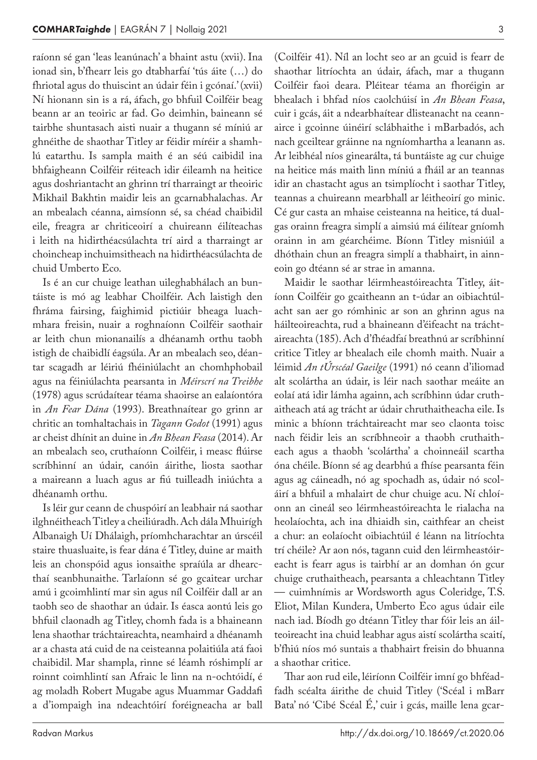raíonn sé gan 'leas leanúnach' a bhaint astu (xvii). Ina ionad sin, b'fhearr leis go dtabharfaí 'tús áite (…) do fhriotal agus do thuiscint an údair féin i gcónaí.' (xvii) Ní hionann sin is a rá, áfach, go bhfuil Coilféir beag beann ar an teoiric ar fad. Go deimhin, baineann sé tairbhe shuntasach aisti nuair a thugann sé míniú ar ghnéithe de shaothar Titley ar féidir míréir a shamhlú eatarthu. Is sampla maith é an séú caibidil ina bhfaigheann Coilféir réiteach idir éileamh na heitice agus doshriantacht an ghrinn trí tharraingt ar theoiric Mikhail Bakhtin maidir leis an gcarnabhalachas. Ar an mbealach céanna, aimsíonn sé, sa chéad chaibidil eile, freagra ar chriticeoirí a chuireann éilíteachas i leith na hidirthéacsúlachta trí aird a tharraingt ar choincheap inchuimsitheach na hidirthéacsúlachta de chuid Umberto Eco.

Is é an cur chuige leathan uileghabhálach an buntáiste is mó ag leabhar Choilféir. Ach laistigh den fhráma fairsing, faighimid pictiúir bheaga luachmhara freisin, nuair a roghnaíonn Coilféir saothair ar leith chun mionanailís a dhéanamh orthu taobh istigh de chaibidlí éagsúla. Ar an mbealach seo, déantar scagadh ar léiriú fhéiniúlacht an chomhphobail agus na féiniúlachta pearsanta in *Méirscrí na Treibhe* (1978) agus scrúdaítear téama shaoirse an ealaíontóra in *An Fear Dána* (1993). Breathnaítear go grinn ar chritic an tomhaltachais in *Tagann Godot* (1991) agus ar cheist dhínit an duine in *An Bhean Feasa* (2014). Ar an mbealach seo, cruthaíonn Coilféir, i measc flúirse scríbhinní an údair, canóin áirithe, liosta saothar a maireann a luach agus ar fiú tuilleadh iniúchta a dhéanamh orthu.

Is léir gur ceann de chuspóirí an leabhair ná saothar ilghnéitheach Titley a cheiliúradh. Ach dála Mhuirígh Albanaigh Uí Dhálaigh, príomhcharachtar an úrscéil staire thuasluaite, is fear dána é Titley, duine ar maith leis an chonspóid agus ionsaithe spraíúla ar dhearcthaí seanbhunaithe. Tarlaíonn sé go gcaitear urchar amú i gcoimhlintí mar sin agus níl Coilféir dall ar an taobh seo de shaothar an údair. Is éasca aontú leis go bhfuil claonadh ag Titley, chomh fada is a bhaineann lena shaothar tráchtaireachta, neamhaird a dhéanamh ar a chasta atá cuid de na ceisteanna polaitiúla atá faoi chaibidil. Mar shampla, rinne sé léamh róshimplí ar roinnt coimhlintí san Afraic le linn na n-ochtóidí, é ag moladh Robert Mugabe agus Muammar Gaddafi a d'iompaigh ina ndeachtóirí foréigneacha ar ball (Coilféir 41). Níl an locht seo ar an gcuid is fearr de shaothar litríochta an údair, áfach, mar a thugann Coilféir faoi deara. Pléitear téama an fhoréigin ar bhealach i bhfad níos caolchúisí in *An Bhean Feasa*, cuir i gcás, áit a ndearbhaítear dlisteanacht na ceannairce i gcoinne úinéirí sclábhaithe i mBarbadós, ach nach gceiltear gráinne na ngníomhartha a leanann as. Ar leibhéal níos ginearálta, tá buntáiste ag cur chuige na heitice más maith linn míniú a fháil ar an teannas idir an chastacht agus an tsimplíocht i saothar Titley, teannas a chuireann mearbhall ar léitheoirí go minic. Cé gur casta an mhaise ceisteanna na heitice, tá dualgas orainn freagra simplí a aimsiú má éilítear gníomh orainn in am géarchéime. Bíonn Titley misniúil a dhóthain chun an freagra simplí a thabhairt, in ainneoin go dtéann sé ar strae in amanna.

Maidir le saothar léirmheastóireachta Titley, áitíonn Coilféir go gcaitheann an t-údar an oibiachtúlacht san aer go rómhinic ar son an ghrinn agus na háilteoireachta, rud a bhaineann d'éifeacht na tráchtaireachta (185). Ach d'fhéadfaí breathnú ar scríbhinní critice Titley ar bhealach eile chomh maith. Nuair a léimid *An tÚrscéal Gaeilge* (1991) nó ceann d'iliomad alt scolártha an údair, is léir nach saothar meáite an eolaí atá idir lámha againn, ach scríbhinn údar cruthaitheach atá ag trácht ar údair chruthaitheacha eile. Is minic a bhíonn tráchtaireacht mar seo claonta toisc nach féidir leis an scríbhneoir a thaobh cruthaitheach agus a thaobh 'scolártha' a choinneáil scartha óna chéile. Bíonn sé ag dearbhú a fhíse pearsanta féin agus ag cáineadh, nó ag spochadh as, údair nó scoláirí a bhfuil a mhalairt de chur chuige acu. Ní chloíonn an cineál seo léirmheastóireachta le rialacha na heolaíochta, ach ina dhiaidh sin, caithfear an cheist a chur: an eolaíocht oibiachtúil é léann na litríochta trí chéile? Ar aon nós, tagann cuid den léirmheastóireacht is fearr agus is tairbhí ar an domhan ón gcur chuige cruthaitheach, pearsanta a chleachtann Titley — cuimhnímis ar Wordsworth agus Coleridge, T.S. Eliot, Milan Kundera, Umberto Eco agus údair eile nach iad. Bíodh go dtéann Titley thar fóir leis an áilteoireacht ina chuid leabhar agus aistí scolártha scaití, b'fhiú níos mó suntais a thabhairt freisin do bhuanna a shaothar critice.

Thar aon rud eile, léiríonn Coilféir imní go bhféadfadh scéalta áirithe de chuid Titley ('Scéal i mBarr Bata' nó 'Cibé Scéal É,' cuir i gcás, maille lena gcar-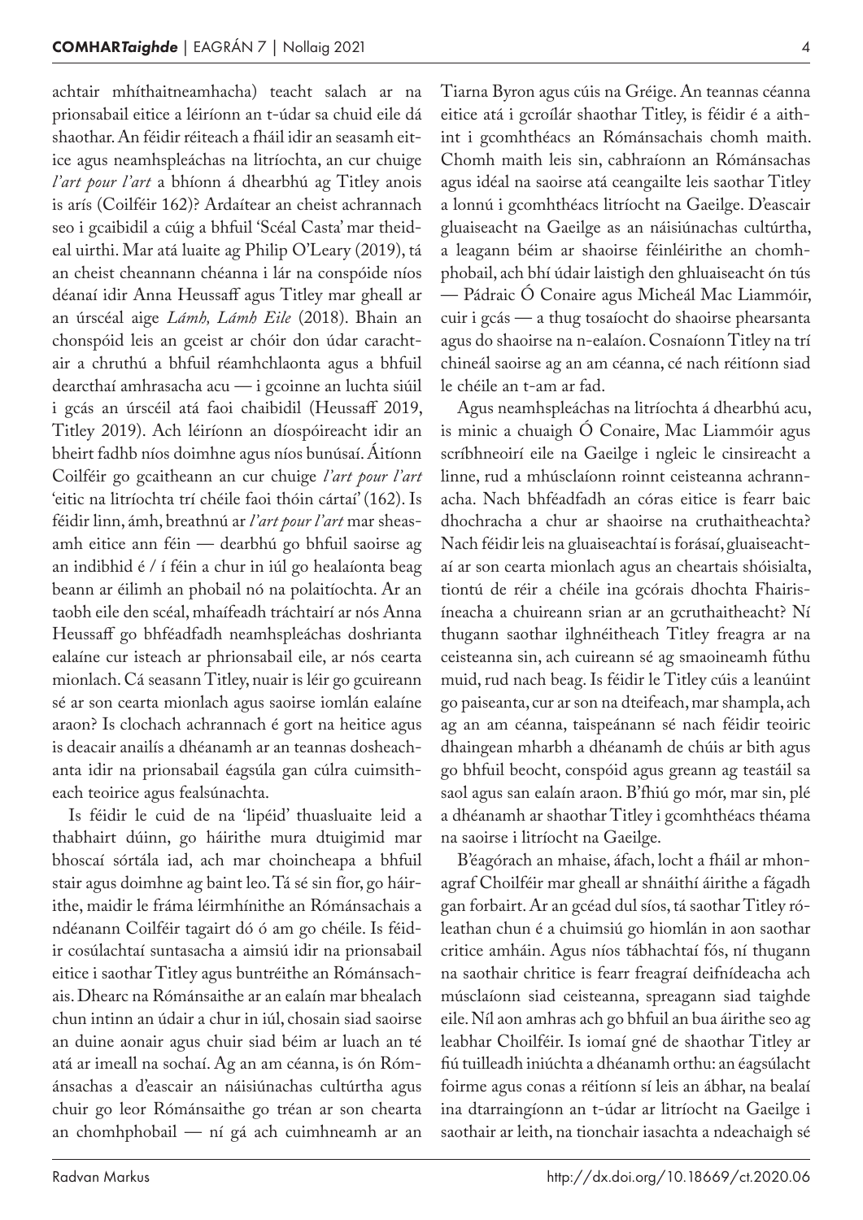achtair mhíthaitneamhacha) teacht salach ar na prionsabail eitice a léiríonn an t-údar sa chuid eile dá shaothar. An féidir réiteach a fháil idir an seasamh eitice agus neamhspleáchas na litríochta, an cur chuige *l'art pour l'art* a bhíonn á dhearbhú ag Titley anois is arís (Coilféir 162)? Ardaítear an cheist achrannach seo i gcaibidil a cúig a bhfuil 'Scéal Casta' mar theideal uirthi. Mar atá luaite ag Philip O'Leary (2019), tá an cheist cheannann chéanna i lár na conspóide níos déanaí idir Anna Heussaff agus Titley mar gheall ar an úrscéal aige *Lámh, Lámh Eile* (2018). Bhain an chonspóid leis an gceist ar chóir don údar carachtair a chruthú a bhfuil réamhchlaonta agus a bhfuil dearcthaí amhrasacha acu — i gcoinne an luchta siúil i gcás an úrscéil atá faoi chaibidil (Heussaff 2019, Titley 2019). Ach léiríonn an díospóireacht idir an bheirt fadhb níos doimhne agus níos bunúsaí. Áitíonn Coilféir go gcaitheann an cur chuige *l'art pour l'art* 'eitic na litríochta trí chéile faoi thóin cártaí' (162). Is féidir linn, ámh, breathnú ar *l'art pour l'art* mar sheasamh eitice ann féin — dearbhú go bhfuil saoirse ag an indibhid é / í féin a chur in iúl go healaíonta beag beann ar éilimh an phobail nó na polaitíochta. Ar an taobh eile den scéal, mhaífeadh tráchtairí ar nós Anna Heussaff go bhféadfadh neamhspleáchas doshrianta ealaíne cur isteach ar phrionsabail eile, ar nós cearta mionlach. Cá seasann Titley, nuair is léir go gcuireann sé ar son cearta mionlach agus saoirse iomlán ealaíne araon? Is clochach achrannach é gort na heitice agus is deacair anailís a dhéanamh ar an teannas dosheachanta idir na prionsabail éagsúla gan cúlra cuimsitheach teoirice agus fealsúnachta.

Is féidir le cuid de na 'lipéid' thuasluaite leid a thabhairt dúinn, go háirithe mura dtuigimid mar bhoscaí sórtála iad, ach mar choincheapa a bhfuil stair agus doimhne ag baint leo. Tá sé sin fíor, go háirithe, maidir le fráma léirmhínithe an Rómánsachais a ndéanann Coilféir tagairt dó ó am go chéile. Is féidir cosúlachtaí suntasacha a aimsiú idir na prionsabail eitice i saothar Titley agus buntréithe an Rómánsachais. Dhearc na Rómánsaithe ar an ealaín mar bhealach chun intinn an údair a chur in iúl, chosain siad saoirse an duine aonair agus chuir siad béim ar luach an té atá ar imeall na sochaí. Ag an am céanna, is ón Rómánsachas a d'eascair an náisiúnachas cultúrtha agus chuir go leor Rómánsaithe go tréan ar son chearta an chomhphobail — ní gá ach cuimhneamh ar an Tiarna Byron agus cúis na Gréige. An teannas céanna eitice atá i gcroílár shaothar Titley, is féidir é a aithint i gcomhthéacs an Rómánsachais chomh maith. Chomh maith leis sin, cabhraíonn an Rómánsachas agus idéal na saoirse atá ceangailte leis saothar Titley a lonnú i gcomhthéacs litríocht na Gaeilge. D'eascair gluaiseacht na Gaeilge as an náisiúnachas cultúrtha, a leagann béim ar shaoirse féinléirithe an chomhphobail, ach bhí údair laistigh den ghluaiseacht ón tús — Pádraic Ó Conaire agus Micheál Mac Liammóir, cuir i gcás — a thug tosaíocht do shaoirse phearsanta agus do shaoirse na n-ealaíon. Cosnaíonn Titley na trí chineál saoirse ag an am céanna, cé nach réitíonn siad le chéile an t-am ar fad.

Agus neamhspleáchas na litríochta á dhearbhú acu, is minic a chuaigh Ó Conaire, Mac Liammóir agus scríbhneoirí eile na Gaeilge i ngleic le cinsireacht a linne, rud a mhúsclaíonn roinnt ceisteanna achrannacha. Nach bhféadfadh an córas eitice is fearr baic dhochracha a chur ar shaoirse na cruthaitheachta? Nach féidir leis na gluaiseachtaí is forásaí, gluaiseachtaí ar son cearta mionlach agus an cheartais shóisialta, tiontú de réir a chéile ina gcórais dhochta Fhairisíneacha a chuireann srian ar an gcruthaitheacht? Ní thugann saothar ilghnéitheach Titley freagra ar na ceisteanna sin, ach cuireann sé ag smaoineamh fúthu muid, rud nach beag. Is féidir le Titley cúis a leanúint go paiseanta, cur ar son na dteifeach, mar shampla, ach ag an am céanna, taispeánann sé nach féidir teoiric dhaingean mharbh a dhéanamh de chúis ar bith agus go bhfuil beocht, conspóid agus greann ag teastáil sa saol agus san ealaín araon. B'fhiú go mór, mar sin, plé a dhéanamh ar shaothar Titley i gcomhthéacs théama na saoirse i litríocht na Gaeilge.

B'éagórach an mhaise, áfach, locht a fháil ar mhonagraf Choilféir mar gheall ar shnáithí áirithe a fágadh gan forbairt. Ar an gcéad dul síos, tá saothar Titley róleathan chun é a chuimsiú go hiomlán in aon saothar critice amháin. Agus níos tábhachtaí fós, ní thugann na saothair chritice is fearr freagraí deifnídeacha ach músclaíonn siad ceisteanna, spreagann siad taighde eile. Níl aon amhras ach go bhfuil an bua áirithe seo ag leabhar Choilféir. Is iomaí gné de shaothar Titley ar fiú tuilleadh iniúchta a dhéanamh orthu: an éagsúlacht foirme agus conas a réitíonn sí leis an ábhar, na bealaí ina dtarraingíonn an t-údar ar litríocht na Gaeilge i saothair ar leith, na tionchair iasachta a ndeachaigh sé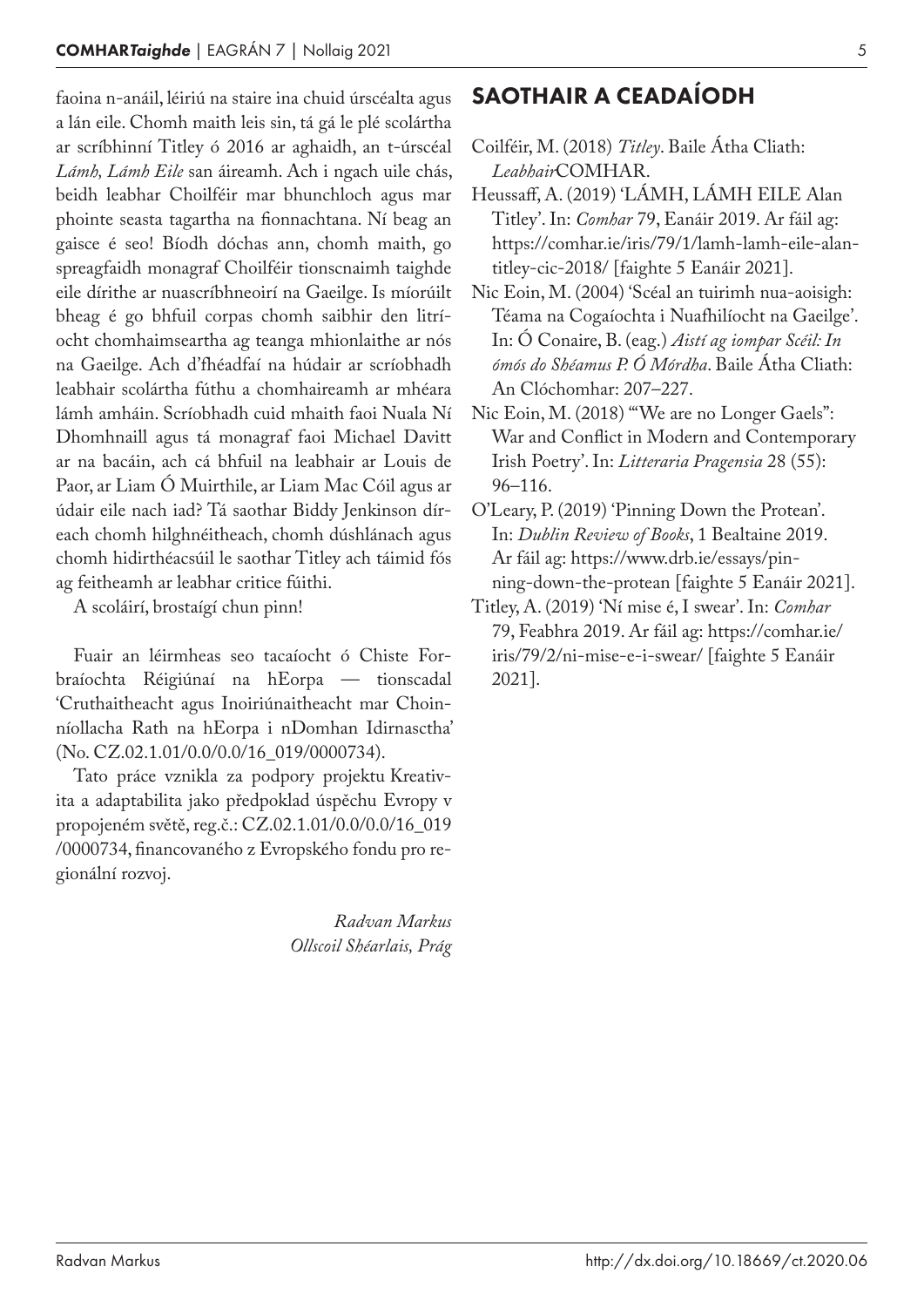faoina n-anáil, léiriú na staire ina chuid úrscéalta agus a lán eile. Chomh maith leis sin, tá gá le plé scolártha ar scríbhinní Titley ó 2016 ar aghaidh, an t-úrscéal *Lámh, Lámh Eile* san áireamh. Ach i ngach uile chás, beidh leabhar Choilféir mar bhunchloch agus mar phointe seasta tagartha na fionnachtana. Ní beag an gaisce é seo! Bíodh dóchas ann, chomh maith, go spreagfaidh monagraf Choilféir tionscnaimh taighde eile dírithe ar nuascríbhneoirí na Gaeilge. Is míorúilt bheag é go bhfuil corpas chomh saibhir den litríocht chomhaimseartha ag teanga mhionlaithe ar nós na Gaeilge. Ach d'fhéadfaí na húdair ar scríobhadh leabhair scolártha fúthu a chomhaireamh ar mhéara lámh amháin. Scríobhadh cuid mhaith faoi Nuala Ní Dhomhnaill agus tá monagraf faoi Michael Davitt ar na bacáin, ach cá bhfuil na leabhair ar Louis de Paor, ar Liam Ó Muirthile, ar Liam Mac Cóil agus ar údair eile nach iad? Tá saothar Biddy Jenkinson díreach chomh hilghnéitheach, chomh dúshlánach agus chomh hidirthéacsúil le saothar Titley ach táimid fós ag feitheamh ar leabhar critice fúithi.

A scoláirí, brostaígí chun pinn!

Fuair an léirmheas seo tacaíocht ó Chiste Forbraíochta Réigiúnaí na hEorpa — tionscadal 'Cruthaitheacht agus Inoiriúnaitheacht mar Choinníollacha Rath na hEorpa i nDomhan Idirnasctha' (No. CZ.02.1.01/0.0/0.0/16_019/0000734).

Tato práce vznikla za podpory projektu Kreativita a adaptabilita jako předpoklad úspěchu Evropy v propojeném světě, reg.č.: CZ.02.1.01/0.0/0.0/16_019/0000734, financovaného z Evropského fondu pro regionální rozvoj.

*Radvan Markus*
*Ollscoil Shéarlais, Prág*

## SAOTHAIR A CEADAÍODH

Coilféir, M. (2018) *Titley*. Baile Átha Cliath: *Leabhair*COMHAR.

Heussaff, A. (2019) 'LÁMH, LÁMH EILE Alan Titley'. In: *Comhar* 79, Eanáir 2019. Ar fáil ag: https://comhar.ie/iris/79/1/lamh-lamh-eile-alan-titley-cic-2018/ [faighte 5 Eanáir 2021].

Nic Eoin, M. (2004) 'Scéal an tuirimh nua-aoisigh: Téama na Cogaíochta i Nuafhilíocht na Gaeilge'. In: Ó Conaire, B. (eag.) *Aistí ag iompar Scéil: In ómós do Shéamus P. Ó Mórdha*. Baile Átha Cliath: An Clóchomhar: 207–227.

Nic Eoin, M. (2018) '"We are no Longer Gaels": War and Conflict in Modern and Contemporary Irish Poetry'. In: *Litteraria Pragensia* 28 (55): 96–116.

O'Leary, P. (2019) 'Pinning Down the Protean'. In: *Dublin Review of Books*, 1 Bealtaine 2019. Ar fáil ag: https://www.drb.ie/essays/pinning-down-the-protean [faighte 5 Eanáir 2021].

Titley, A. (2019) 'Ní mise é, I swear'. In: *Comhar* 79, Feabhra 2019. Ar fáil ag: https://comhar.ie/iris/79/2/ni-mise-e-i-swear/ [faighte 5 Eanáir 2021].